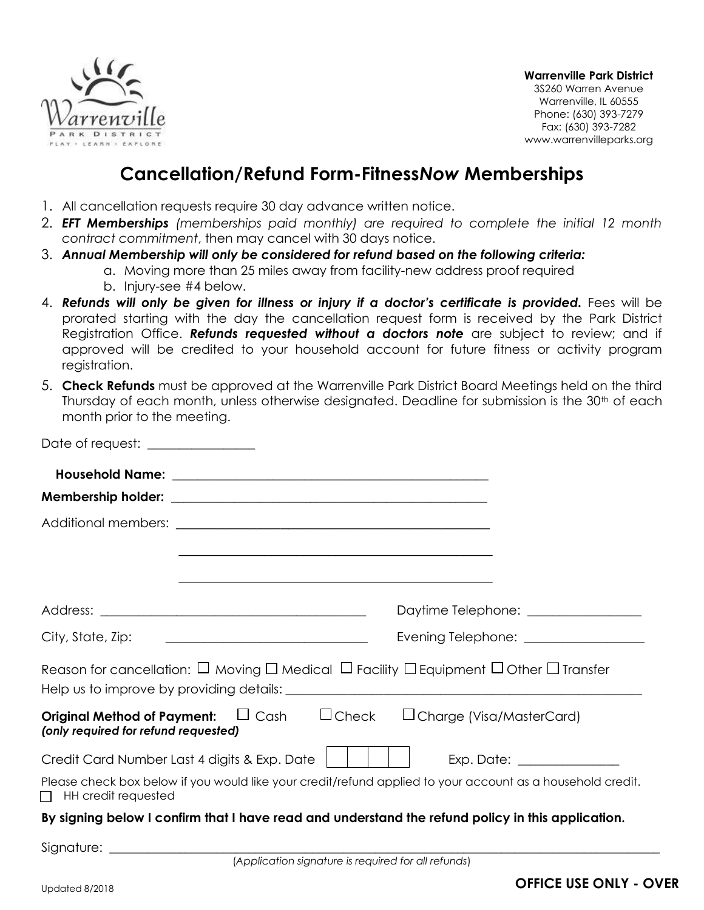Warrenville Park District
3S260 Warren Avenue
Warrenville, IL 60555
Phone: (630) 393-7279
Fax: (630) 393-7282
www.warrenvilleparks.org

# Cancellation/Refund Form-Fitness*Now* Memberships

1. All cancellation requests require 30 day advance written notice.
2. ***EFT Memberships*** *(memberships paid monthly) are required to complete the initial 12 month contract commitment*, then may cancel with 30 days notice.
3. ***Annual Membership will only be considered for refund based on the following criteria:***
   a. Moving more than 25 miles away from facility-new address proof required
   b. Injury-see #4 below.
4. ***Refunds will only be given for illness or injury if a doctor's certificate is provided.*** Fees will be prorated starting with the day the cancellation request form is received by the Park District Registration Office. ***Refunds requested without a doctors note*** are subject to review; and if approved will be credited to your household account for future fitness or activity program registration.
5. **Check Refunds** must be approved at the Warrenville Park District Board Meetings held on the third Thursday of each month, unless otherwise designated. Deadline for submission is the 30th of each month prior to the meeting.

Date of request: ________________

**Household Name:** ____________________________________________________

**Membership holder:** ____________________________________________________

Additional members: ____________________________________________________

____________________________________________________

____________________________________________________

Address: ____________________________________________ Daytime Telephone: __________________

City, State, Zip: ________________________________ Evening Telephone: ___________________

Reason for cancellation: ☐ Moving ☐ Medical ☐ Facility ☐ Equipment ☐ Other ☐ Transfer

Help us to improve by providing details: ____________________________________________________

**Original Method of Payment:** ☐ Cash ☐ Check ☐ Charge (Visa/MasterCard)
***(only required for refund requested)***

Credit Card Number Last 4 digits & Exp. Date | | | | | Exp. Date: ________________

Please check box below if you would like your credit/refund applied to your account as a household credit.

☐ HH credit requested

**By signing below I confirm that I have read and understand the refund policy in this application.**

Signature: ______________________________________________________________________________

(*Application signature is required for all refunds*)

Updated 8/2018

**OFFICE USE ONLY - OVER**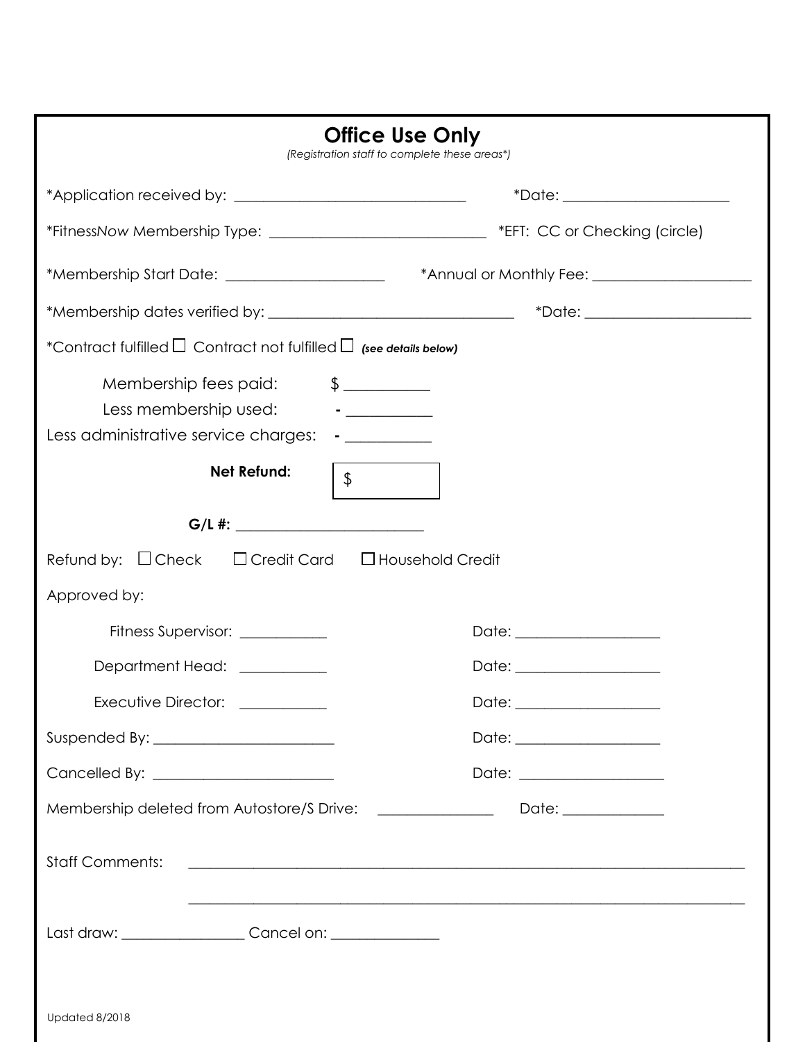## Office Use Only

*(Registration staff to complete these areas*)*

*Application received by: ______________________________ *Date: ____________________

*Fitness*Now* Membership Type: ____________________________ *EFT: CC or Checking (circle)

*Membership Start Date: ____________________ *Annual or Monthly Fee: ____________________

*Membership dates verified by: ________________________________ *Date: ____________________

*Contract fulfilled ☐ Contract not fulfilled ☐ ***(see details below)***

Membership fees paid: $ __________

Less membership used: **-** __________

Less administrative service charges: **-** __________

**Net Refund:** $

**G/L #:** ________________________

Refund by: ☐ Check ☐ Credit Card ☐ Household Credit

Approved by:

Fitness Supervisor: ___________ Date: ___________________

Department Head: ___________ Date: ___________________

Executive Director: ___________ Date: ___________________

Suspended By: ________________________ Date: ___________________

Cancelled By: ________________________ Date: ___________________

Membership deleted from Autostore/S Drive: _______________ Date: _____________

Staff Comments: ______________________________________________________________________________

______________________________________________________________________________

Last draw: ________________ Cancel on: ______________

Updated 8/2018